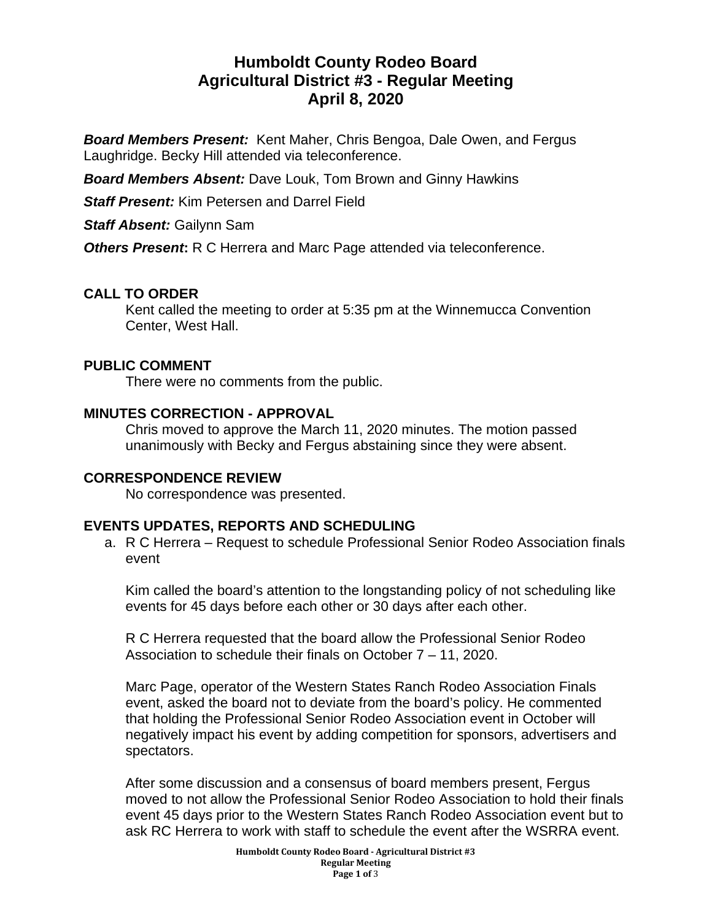# Humboldt County Rodeo Board
# Agricultural District #3 - Regular Meeting
# April 8, 2020

***Board Members Present:*** Kent Maher, Chris Bengoa, Dale Owen, and Fergus Laughridge. Becky Hill attended via teleconference.

***Board Members Absent:*** Dave Louk, Tom Brown and Ginny Hawkins

***Staff Present:*** Kim Petersen and Darrel Field

***Staff Absent:*** Gailynn Sam

***Others Present*****:** R C Herrera and Marc Page attended via teleconference.

## CALL TO ORDER

Kent called the meeting to order at 5:35 pm at the Winnemucca Convention Center, West Hall.

## PUBLIC COMMENT

There were no comments from the public.

## MINUTES CORRECTION - APPROVAL

Chris moved to approve the March 11, 2020 minutes. The motion passed unanimously with Becky and Fergus abstaining since they were absent.

## CORRESPONDENCE REVIEW

No correspondence was presented.

## EVENTS UPDATES, REPORTS AND SCHEDULING

a. R C Herrera – Request to schedule Professional Senior Rodeo Association finals event

   Kim called the board's attention to the longstanding policy of not scheduling like events for 45 days before each other or 30 days after each other.

   R C Herrera requested that the board allow the Professional Senior Rodeo Association to schedule their finals on October 7 – 11, 2020.

   Marc Page, operator of the Western States Ranch Rodeo Association Finals event, asked the board not to deviate from the board's policy. He commented that holding the Professional Senior Rodeo Association event in October will negatively impact his event by adding competition for sponsors, advertisers and spectators.

   After some discussion and a consensus of board members present, Fergus moved to not allow the Professional Senior Rodeo Association to hold their finals event 45 days prior to the Western States Ranch Rodeo Association event but to ask RC Herrera to work with staff to schedule the event after the WSRRA event.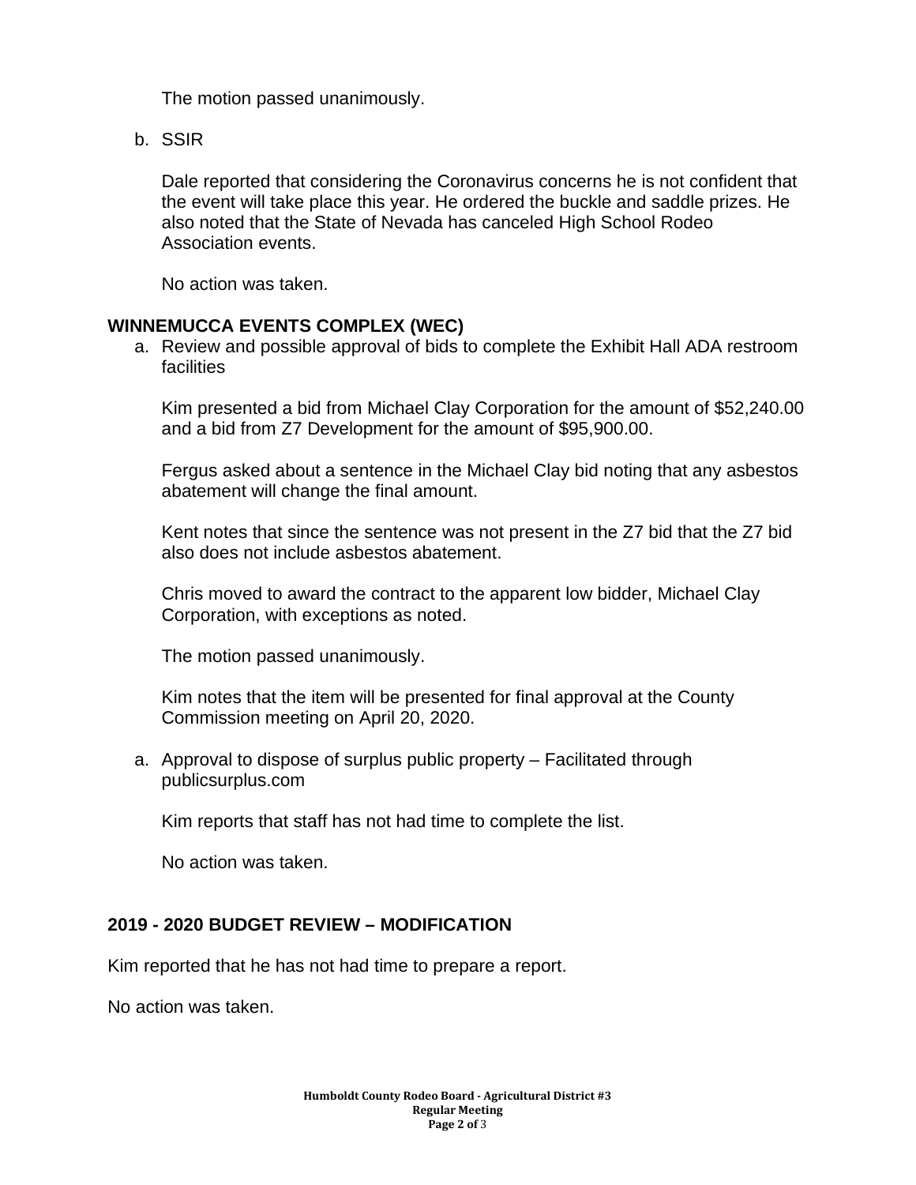The motion passed unanimously.

b. SSIR

   Dale reported that considering the Coronavirus concerns he is not confident that the event will take place this year. He ordered the buckle and saddle prizes. He also noted that the State of Nevada has canceled High School Rodeo Association events.

   No action was taken.

**WINNEMUCCA EVENTS COMPLEX (WEC)**

a. Review and possible approval of bids to complete the Exhibit Hall ADA restroom facilities

   Kim presented a bid from Michael Clay Corporation for the amount of $52,240.00 and a bid from Z7 Development for the amount of $95,900.00.

   Fergus asked about a sentence in the Michael Clay bid noting that any asbestos abatement will change the final amount.

   Kent notes that since the sentence was not present in the Z7 bid that the Z7 bid also does not include asbestos abatement.

   Chris moved to award the contract to the apparent low bidder, Michael Clay Corporation, with exceptions as noted.

   The motion passed unanimously.

   Kim notes that the item will be presented for final approval at the County Commission meeting on April 20, 2020.

a. Approval to dispose of surplus public property – Facilitated through publicsurplus.com

   Kim reports that staff has not had time to complete the list.

   No action was taken.

**2019 - 2020 BUDGET REVIEW – MODIFICATION**

Kim reported that he has not had time to prepare a report.

No action was taken.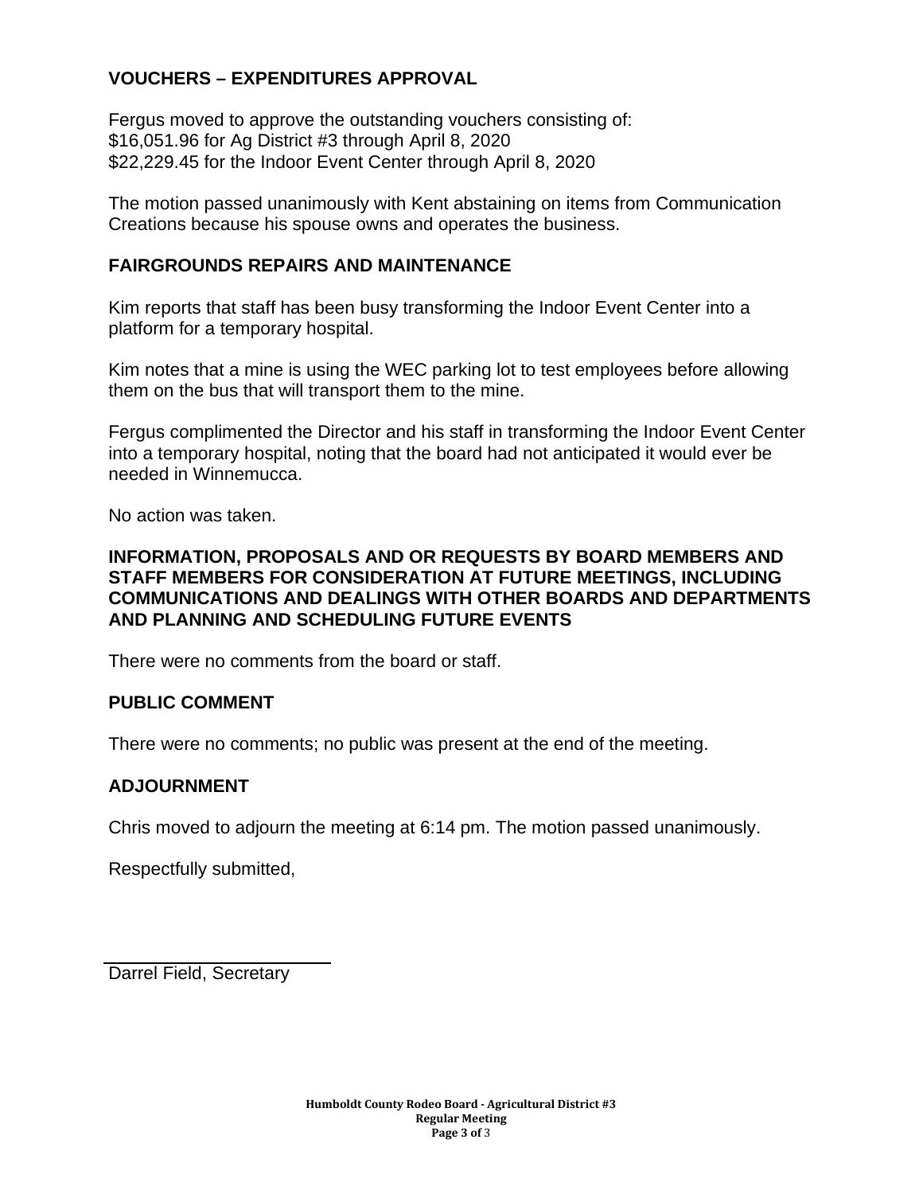## VOUCHERS – EXPENDITURES APPROVAL

Fergus moved to approve the outstanding vouchers consisting of:
$16,051.96 for Ag District #3 through April 8, 2020
$22,229.45 for the Indoor Event Center through April 8, 2020

The motion passed unanimously with Kent abstaining on items from Communication Creations because his spouse owns and operates the business.

## FAIRGROUNDS REPAIRS AND MAINTENANCE

Kim reports that staff has been busy transforming the Indoor Event Center into a platform for a temporary hospital.

Kim notes that a mine is using the WEC parking lot to test employees before allowing them on the bus that will transport them to the mine.

Fergus complimented the Director and his staff in transforming the Indoor Event Center into a temporary hospital, noting that the board had not anticipated it would ever be needed in Winnemucca.

No action was taken.

## INFORMATION, PROPOSALS AND OR REQUESTS BY BOARD MEMBERS AND STAFF MEMBERS FOR CONSIDERATION AT FUTURE MEETINGS, INCLUDING COMMUNICATIONS AND DEALINGS WITH OTHER BOARDS AND DEPARTMENTS AND PLANNING AND SCHEDULING FUTURE EVENTS

There were no comments from the board or staff.

## PUBLIC COMMENT

There were no comments; no public was present at the end of the meeting.

## ADJOURNMENT

Chris moved to adjourn the meeting at 6:14 pm. The motion passed unanimously.

Respectfully submitted,

Darrel Field, Secretary